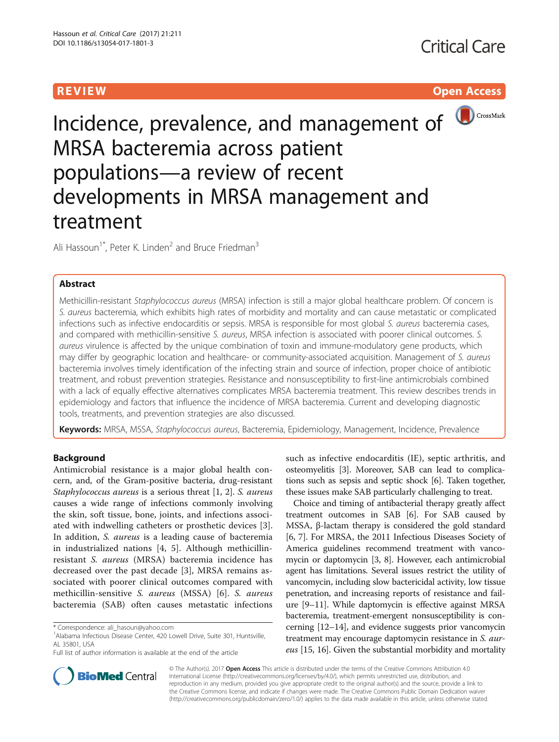REVIEW Open Access

# Incidence, prevalence, and management of MRSA bacteremia across patient populations—a review of recent developments in MRSA management and treatment

Ali Hassoun[1*], Peter K. Linden[2] and Bruce Friedman[3]

## Abstract

Methicillin-resistant *Staphylococcus aureus* (MRSA) infection is still a major global healthcare problem. Of concern is *S. aureus* bacteremia, which exhibits high rates of morbidity and mortality and can cause metastatic or complicated infections such as infective endocarditis or sepsis. MRSA is responsible for most global *S. aureus* bacteremia cases, and compared with methicillin-sensitive *S. aureus*, MRSA infection is associated with poorer clinical outcomes. *S. aureus* virulence is affected by the unique combination of toxin and immune-modulatory gene products, which may differ by geographic location and healthcare- or community-associated acquisition. Management of *S. aureus* bacteremia involves timely identification of the infecting strain and source of infection, proper choice of antibiotic treatment, and robust prevention strategies. Resistance and nonsusceptibility to first-line antimicrobials combined with a lack of equally effective alternatives complicates MRSA bacteremia treatment. This review describes trends in epidemiology and factors that influence the incidence of MRSA bacteremia. Current and developing diagnostic tools, treatments, and prevention strategies are also discussed.

**Keywords:** MRSA, MSSA, *Staphylococcus aureus*, Bacteremia, Epidemiology, Management, Incidence, Prevalence

## Background

Antimicrobial resistance is a major global health concern, and, of the Gram-positive bacteria, drug-resistant *Staphylococcus aureus* is a serious threat [1, 2]. *S. aureus* causes a wide range of infections commonly involving the skin, soft tissue, bone, joints, and infections associated with indwelling catheters or prosthetic devices [3]. In addition, *S. aureus* is a leading cause of bacteremia in industrialized nations [4, 5]. Although methicillin-resistant *S. aureus* (MRSA) bacteremia incidence has decreased over the past decade [3], MRSA remains associated with poorer clinical outcomes compared with methicillin-sensitive *S. aureus* (MSSA) [6]. *S. aureus* bacteremia (SAB) often causes metastatic infections such as infective endocarditis (IE), septic arthritis, and osteomyelitis [3]. Moreover, SAB can lead to complications such as sepsis and septic shock [6]. Taken together, these issues make SAB particularly challenging to treat.

Choice and timing of antibacterial therapy greatly affect treatment outcomes in SAB [6]. For SAB caused by MSSA, β-lactam therapy is considered the gold standard [6, 7]. For MRSA, the 2011 Infectious Diseases Society of America guidelines recommend treatment with vancomycin or daptomycin [3, 8]. However, each antimicrobial agent has limitations. Several issues restrict the utility of vancomycin, including slow bactericidal activity, low tissue penetration, and increasing reports of resistance and failure [9–11]. While daptomycin is effective against MRSA bacteremia, treatment-emergent nonsusceptibility is concerning [12–14], and evidence suggests prior vancomycin treatment may encourage daptomycin resistance in *S. aureus* [15, 16]. Given the substantial morbidity and mortality

\* Correspondence: ali_hasoun@yahoo.com
[1]Alabama Infectious Disease Center, 420 Lowell Drive, Suite 301, Huntsville, AL 35801, USA
Full list of author information is available at the end of the article

© The Author(s). 2017 **Open Access** This article is distributed under the terms of the Creative Commons Attribution 4.0 International License (http://creativecommons.org/licenses/by/4.0/), which permits unrestricted use, distribution, and reproduction in any medium, provided you give appropriate credit to the original author(s) and the source, provide a link to the Creative Commons license, and indicate if changes were made. The Creative Commons Public Domain Dedication waiver (http://creativecommons.org/publicdomain/zero/1.0/) applies to the data made available in this article, unless otherwise stated.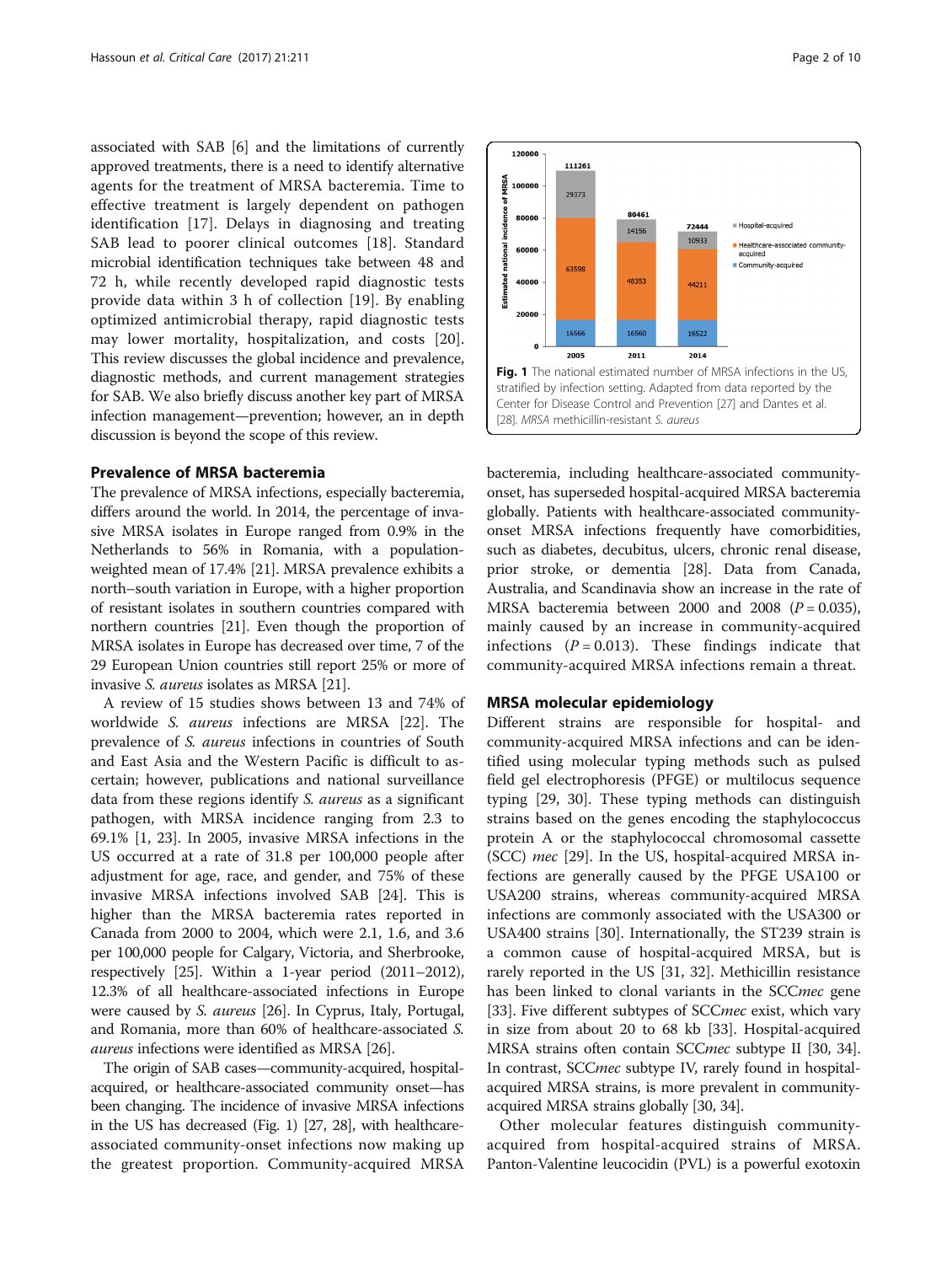associated with SAB [6] and the limitations of currently approved treatments, there is a need to identify alternative agents for the treatment of MRSA bacteremia. Time to effective treatment is largely dependent on pathogen identification [17]. Delays in diagnosing and treating SAB lead to poorer clinical outcomes [18]. Standard microbial identification techniques take between 48 and 72 h, while recently developed rapid diagnostic tests provide data within 3 h of collection [19]. By enabling optimized antimicrobial therapy, rapid diagnostic tests may lower mortality, hospitalization, and costs [20]. This review discusses the global incidence and prevalence, diagnostic methods, and current management strategies for SAB. We also briefly discuss another key part of MRSA infection management—prevention; however, an in depth discussion is beyond the scope of this review.

## Prevalence of MRSA bacteremia

The prevalence of MRSA infections, especially bacteremia, differs around the world. In 2014, the percentage of invasive MRSA isolates in Europe ranged from 0.9% in the Netherlands to 56% in Romania, with a population-weighted mean of 17.4% [21]. MRSA prevalence exhibits a north–south variation in Europe, with a higher proportion of resistant isolates in southern countries compared with northern countries [21]. Even though the proportion of MRSA isolates in Europe has decreased over time, 7 of the 29 European Union countries still report 25% or more of invasive *S. aureus* isolates as MRSA [21].

A review of 15 studies shows between 13 and 74% of worldwide *S. aureus* infections are MRSA [22]. The prevalence of *S. aureus* infections in countries of South and East Asia and the Western Pacific is difficult to ascertain; however, publications and national surveillance data from these regions identify *S. aureus* as a significant pathogen, with MRSA incidence ranging from 2.3 to 69.1% [1, 23]. In 2005, invasive MRSA infections in the US occurred at a rate of 31.8 per 100,000 people after adjustment for age, race, and gender, and 75% of these invasive MRSA infections involved SAB [24]. This is higher than the MRSA bacteremia rates reported in Canada from 2000 to 2004, which were 2.1, 1.6, and 3.6 per 100,000 people for Calgary, Victoria, and Sherbrooke, respectively [25]. Within a 1-year period (2011–2012), 12.3% of all healthcare-associated infections in Europe were caused by *S. aureus* [26]. In Cyprus, Italy, Portugal, and Romania, more than 60% of healthcare-associated *S. aureus* infections were identified as MRSA [26].

The origin of SAB cases—community-acquired, hospital-acquired, or healthcare-associated community onset—has been changing. The incidence of invasive MRSA infections in the US has decreased (Fig. 1) [27, 28], with healthcare-associated community-onset infections now making up the greatest proportion. Community-acquired MRSA bacteremia, including healthcare-associated community-onset, has superseded hospital-acquired MRSA bacteremia globally. Patients with healthcare-associated community-onset MRSA infections frequently have comorbidities, such as diabetes, decubitus, ulcers, chronic renal disease, prior stroke, or dementia [28]. Data from Canada, Australia, and Scandinavia show an increase in the rate of MRSA bacteremia between 2000 and 2008 ($P = 0.035$), mainly caused by an increase in community-acquired infections ($P = 0.013$). These findings indicate that community-acquired MRSA infections remain a threat.

| Year | Community-acquired | Healthcare-associated community-acquired | Hospital-acquired | Total |
|---|---|---|---|---|
| 2005 | 16566 | 63598 | 29373 | 111261 |
| 2011 | 16560 | 48353 | 14156 | 80461 |
| 2014 | 16522 | 44211 | 10933 | 72444 |

**Fig. 1** The national estimated number of MRSA infections in the US, stratified by infection setting. Adapted from data reported by the Center for Disease Control and Prevention [27] and Dantes et al. [28]. *MRSA* methicillin-resistant *S. aureus*

## MRSA molecular epidemiology

Different strains are responsible for hospital- and community-acquired MRSA infections and can be identified using molecular typing methods such as pulsed field gel electrophoresis (PFGE) or multilocus sequence typing [29, 30]. These typing methods can distinguish strains based on the genes encoding the staphylococcus protein A or the staphylococcal chromosomal cassette (SCC) *mec* [29]. In the US, hospital-acquired MRSA infections are generally caused by the PFGE USA100 or USA200 strains, whereas community-acquired MRSA infections are commonly associated with the USA300 or USA400 strains [30]. Internationally, the ST239 strain is a common cause of hospital-acquired MRSA, but is rarely reported in the US [31, 32]. Methicillin resistance has been linked to clonal variants in the SCC*mec* gene [33]. Five different subtypes of SCC*mec* exist, which vary in size from about 20 to 68 kb [33]. Hospital-acquired MRSA strains often contain SCC*mec* subtype II [30, 34]. In contrast, SCC*mec* subtype IV, rarely found in hospital-acquired MRSA strains, is more prevalent in community-acquired MRSA strains globally [30, 34].

Other molecular features distinguish community-acquired from hospital-acquired strains of MRSA. Panton-Valentine leucocidin (PVL) is a powerful exotoxin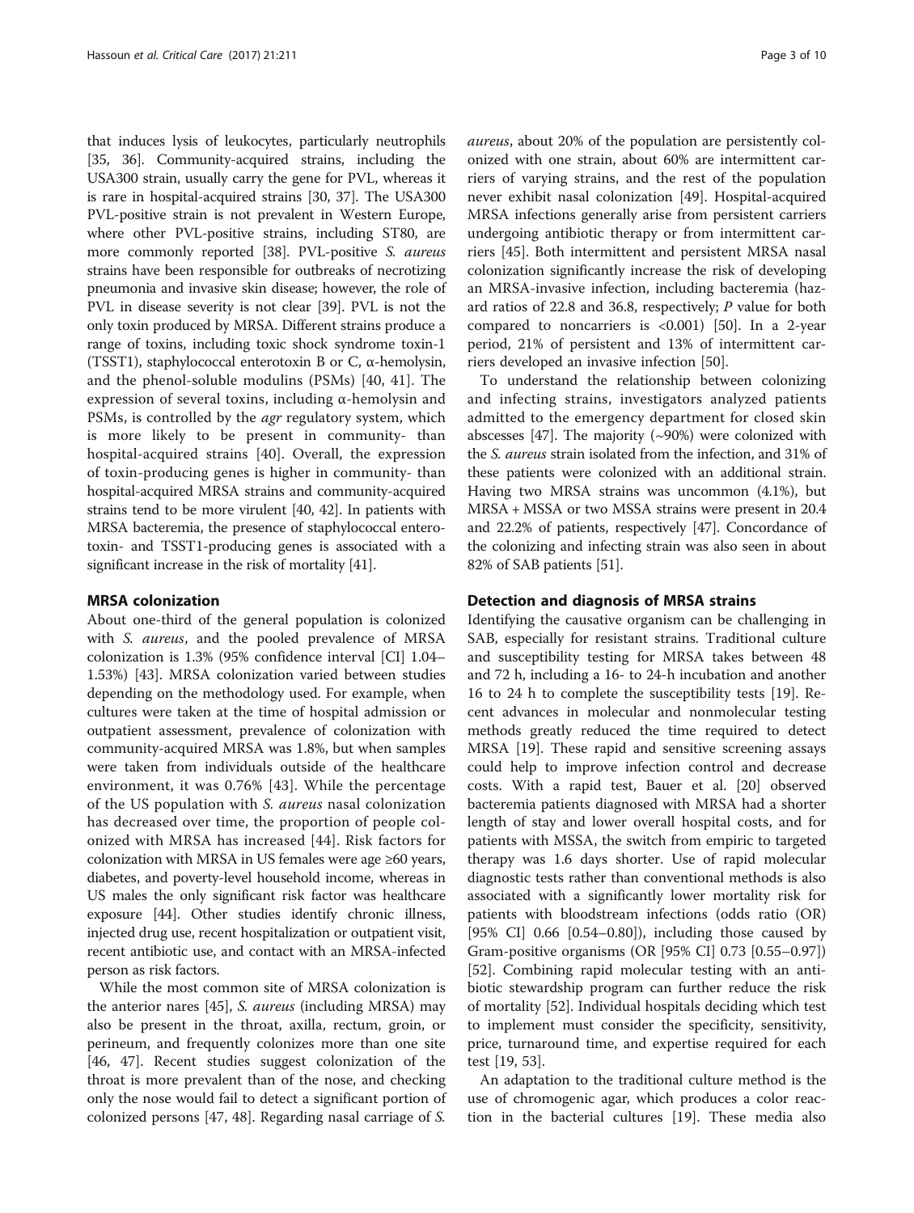that induces lysis of leukocytes, particularly neutrophils [35, 36]. Community-acquired strains, including the USA300 strain, usually carry the gene for PVL, whereas it is rare in hospital-acquired strains [30, 37]. The USA300 PVL-positive strain is not prevalent in Western Europe, where other PVL-positive strains, including ST80, are more commonly reported [38]. PVL-positive *S. aureus* strains have been responsible for outbreaks of necrotizing pneumonia and invasive skin disease; however, the role of PVL in disease severity is not clear [39]. PVL is not the only toxin produced by MRSA. Different strains produce a range of toxins, including toxic shock syndrome toxin-1 (TSST1), staphylococcal enterotoxin B or C, α-hemolysin, and the phenol-soluble modulins (PSMs) [40, 41]. The expression of several toxins, including α-hemolysin and PSMs, is controlled by the *agr* regulatory system, which is more likely to be present in community- than hospital-acquired strains [40]. Overall, the expression of toxin-producing genes is higher in community- than hospital-acquired MRSA strains and community-acquired strains tend to be more virulent [40, 42]. In patients with MRSA bacteremia, the presence of staphylococcal enterotoxin- and TSST1-producing genes is associated with a significant increase in the risk of mortality [41].

## MRSA colonization

About one-third of the general population is colonized with *S. aureus*, and the pooled prevalence of MRSA colonization is 1.3% (95% confidence interval [CI] 1.04–1.53%) [43]. MRSA colonization varied between studies depending on the methodology used. For example, when cultures were taken at the time of hospital admission or outpatient assessment, prevalence of colonization with community-acquired MRSA was 1.8%, but when samples were taken from individuals outside of the healthcare environment, it was 0.76% [43]. While the percentage of the US population with *S. aureus* nasal colonization has decreased over time, the proportion of people colonized with MRSA has increased [44]. Risk factors for colonization with MRSA in US females were age ≥60 years, diabetes, and poverty-level household income, whereas in US males the only significant risk factor was healthcare exposure [44]. Other studies identify chronic illness, injected drug use, recent hospitalization or outpatient visit, recent antibiotic use, and contact with an MRSA-infected person as risk factors.

While the most common site of MRSA colonization is the anterior nares [45], *S. aureus* (including MRSA) may also be present in the throat, axilla, rectum, groin, or perineum, and frequently colonizes more than one site [46, 47]. Recent studies suggest colonization of the throat is more prevalent than of the nose, and checking only the nose would fail to detect a significant portion of colonized persons [47, 48]. Regarding nasal carriage of *S. aureus*, about 20% of the population are persistently colonized with one strain, about 60% are intermittent carriers of varying strains, and the rest of the population never exhibit nasal colonization [49]. Hospital-acquired MRSA infections generally arise from persistent carriers undergoing antibiotic therapy or from intermittent carriers [45]. Both intermittent and persistent MRSA nasal colonization significantly increase the risk of developing an MRSA-invasive infection, including bacteremia (hazard ratios of 22.8 and 36.8, respectively; $P$ value for both compared to noncarriers is <0.001) [50]. In a 2-year period, 21% of persistent and 13% of intermittent carriers developed an invasive infection [50].

To understand the relationship between colonizing and infecting strains, investigators analyzed patients admitted to the emergency department for closed skin abscesses [47]. The majority (~90%) were colonized with the *S. aureus* strain isolated from the infection, and 31% of these patients were colonized with an additional strain. Having two MRSA strains was uncommon (4.1%), but MRSA + MSSA or two MSSA strains were present in 20.4 and 22.2% of patients, respectively [47]. Concordance of the colonizing and infecting strain was also seen in about 82% of SAB patients [51].

## Detection and diagnosis of MRSA strains

Identifying the causative organism can be challenging in SAB, especially for resistant strains. Traditional culture and susceptibility testing for MRSA takes between 48 and 72 h, including a 16- to 24-h incubation and another 16 to 24 h to complete the susceptibility tests [19]. Recent advances in molecular and nonmolecular testing methods greatly reduced the time required to detect MRSA [19]. These rapid and sensitive screening assays could help to improve infection control and decrease costs. With a rapid test, Bauer et al. [20] observed bacteremia patients diagnosed with MRSA had a shorter length of stay and lower overall hospital costs, and for patients with MSSA, the switch from empiric to targeted therapy was 1.6 days shorter. Use of rapid molecular diagnostic tests rather than conventional methods is also associated with a significantly lower mortality risk for patients with bloodstream infections (odds ratio (OR) [95% CI] 0.66 [0.54–0.80]), including those caused by Gram-positive organisms (OR [95% CI] 0.73 [0.55–0.97]) [52]. Combining rapid molecular testing with an antibiotic stewardship program can further reduce the risk of mortality [52]. Individual hospitals deciding which test to implement must consider the specificity, sensitivity, price, turnaround time, and expertise required for each test [19, 53].

An adaptation to the traditional culture method is the use of chromogenic agar, which produces a color reaction in the bacterial cultures [19]. These media also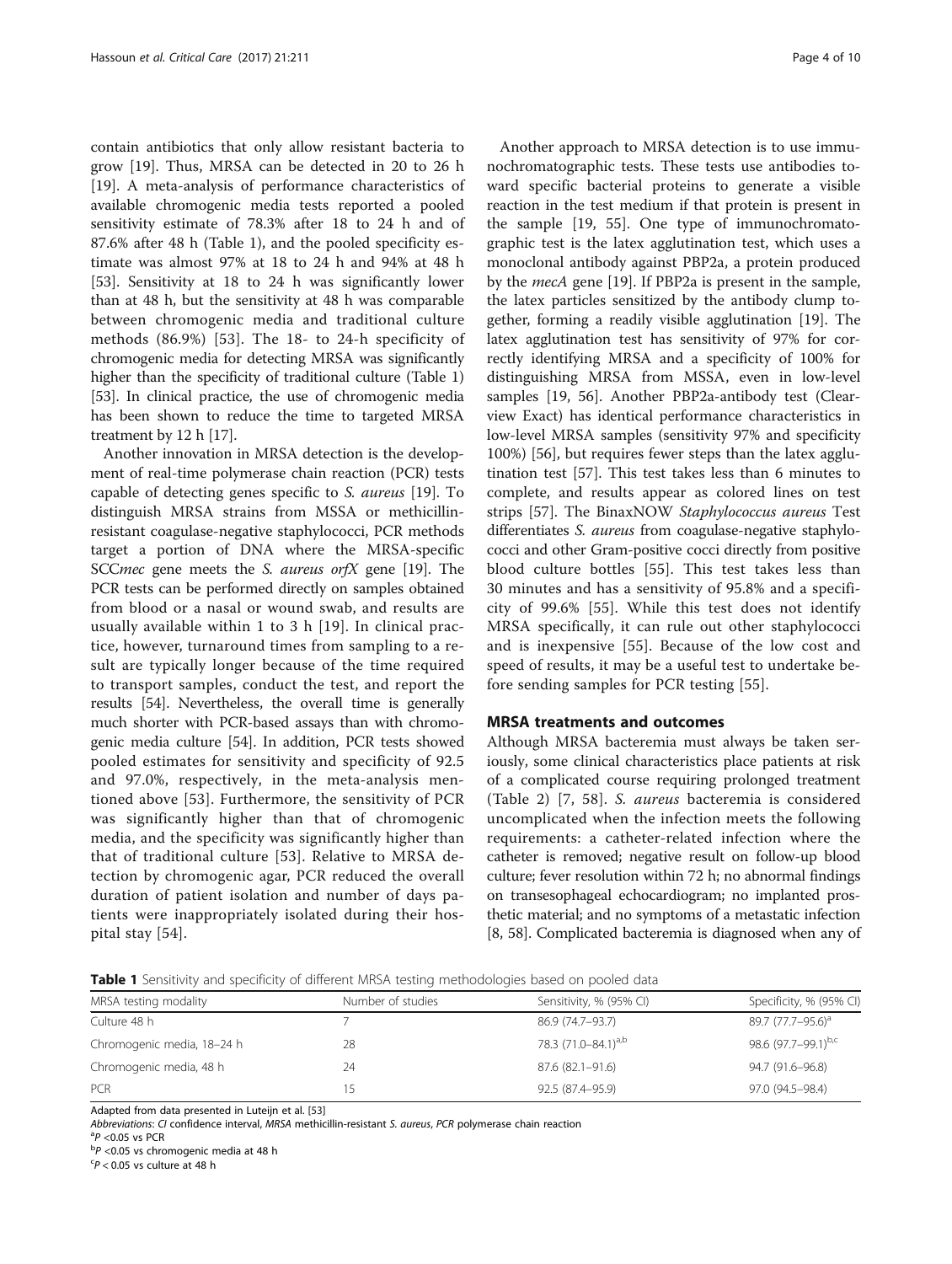contain antibiotics that only allow resistant bacteria to grow [19]. Thus, MRSA can be detected in 20 to 26 h [19]. A meta-analysis of performance characteristics of available chromogenic media tests reported a pooled sensitivity estimate of 78.3% after 18 to 24 h and of 87.6% after 48 h (Table 1), and the pooled specificity estimate was almost 97% at 18 to 24 h and 94% at 48 h [53]. Sensitivity at 18 to 24 h was significantly lower than at 48 h, but the sensitivity at 48 h was comparable between chromogenic media and traditional culture methods (86.9%) [53]. The 18- to 24-h specificity of chromogenic media for detecting MRSA was significantly higher than the specificity of traditional culture (Table 1) [53]. In clinical practice, the use of chromogenic media has been shown to reduce the time to targeted MRSA treatment by 12 h [17].

Another innovation in MRSA detection is the development of real-time polymerase chain reaction (PCR) tests capable of detecting genes specific to *S. aureus* [19]. To distinguish MRSA strains from MSSA or methicillin-resistant coagulase-negative staphylococci, PCR methods target a portion of DNA where the MRSA-specific SCC*mec* gene meets the *S. aureus orfX* gene [19]. The PCR tests can be performed directly on samples obtained from blood or a nasal or wound swab, and results are usually available within 1 to 3 h [19]. In clinical practice, however, turnaround times from sampling to a result are typically longer because of the time required to transport samples, conduct the test, and report the results [54]. Nevertheless, the overall time is generally much shorter with PCR-based assays than with chromogenic media culture [54]. In addition, PCR tests showed pooled estimates for sensitivity and specificity of 92.5 and 97.0%, respectively, in the meta-analysis mentioned above [53]. Furthermore, the sensitivity of PCR was significantly higher than that of chromogenic media, and the specificity was significantly higher than that of traditional culture [53]. Relative to MRSA detection by chromogenic agar, PCR reduced the overall duration of patient isolation and number of days patients were inappropriately isolated during their hospital stay [54].

Another approach to MRSA detection is to use immunochromatographic tests. These tests use antibodies toward specific bacterial proteins to generate a visible reaction in the test medium if that protein is present in the sample [19, 55]. One type of immunochromatographic test is the latex agglutination test, which uses a monoclonal antibody against PBP2a, a protein produced by the *mecA* gene [19]. If PBP2a is present in the sample, the latex particles sensitized by the antibody clump together, forming a readily visible agglutination [19]. The latex agglutination test has sensitivity of 97% for correctly identifying MRSA and a specificity of 100% for distinguishing MRSA from MSSA, even in low-level samples [19, 56]. Another PBP2a-antibody test (Clearview Exact) has identical performance characteristics in low-level MRSA samples (sensitivity 97% and specificity 100%) [56], but requires fewer steps than the latex agglutination test [57]. This test takes less than 6 minutes to complete, and results appear as colored lines on test strips [57]. The BinaxNOW *Staphylococcus aureus* Test differentiates *S. aureus* from coagulase-negative staphylococci and other Gram-positive cocci directly from positive blood culture bottles [55]. This test takes less than 30 minutes and has a sensitivity of 95.8% and a specificity of 99.6% [55]. While this test does not identify MRSA specifically, it can rule out other staphylococci and is inexpensive [55]. Because of the low cost and speed of results, it may be a useful test to undertake before sending samples for PCR testing [55].

## MRSA treatments and outcomes

Although MRSA bacteremia must always be taken seriously, some clinical characteristics place patients at risk of a complicated course requiring prolonged treatment (Table 2) [7, 58]. *S. aureus* bacteremia is considered uncomplicated when the infection meets the following requirements: a catheter-related infection where the catheter is removed; negative result on follow-up blood culture; fever resolution within 72 h; no abnormal findings on transesophageal echocardiogram; no implanted prosthetic material; and no symptoms of a metastatic infection [8, 58]. Complicated bacteremia is diagnosed when any of

**Table 1** Sensitivity and specificity of different MRSA testing methodologies based on pooled data

| MRSA testing modality | Number of studies | Sensitivity, % (95% CI) | Specificity, % (95% CI) |
|---|---|---|---|
| Culture 48 h | 7 | 86.9 (74.7–93.7) | 89.7 (77.7–95.6)[a] |
| Chromogenic media, 18–24 h | 28 | 78.3 (71.0–84.1)[a,b] | 98.6 (97.7–99.1)[b,c] |
| Chromogenic media, 48 h | 24 | 87.6 (82.1–91.6) | 94.7 (91.6–96.8) |
| PCR | 15 | 92.5 (87.4–95.9) | 97.0 (94.5–98.4) |

Adapted from data presented in Luteijn et al. [53]

*Abbreviations*: *CI* confidence interval, *MRSA* methicillin-resistant *S. aureus*, *PCR* polymerase chain reaction

[a] $P$ <0.05 vs PCR

[b] $P$ <0.05 vs chromogenic media at 48 h

[c] $P$ < 0.05 vs culture at 48 h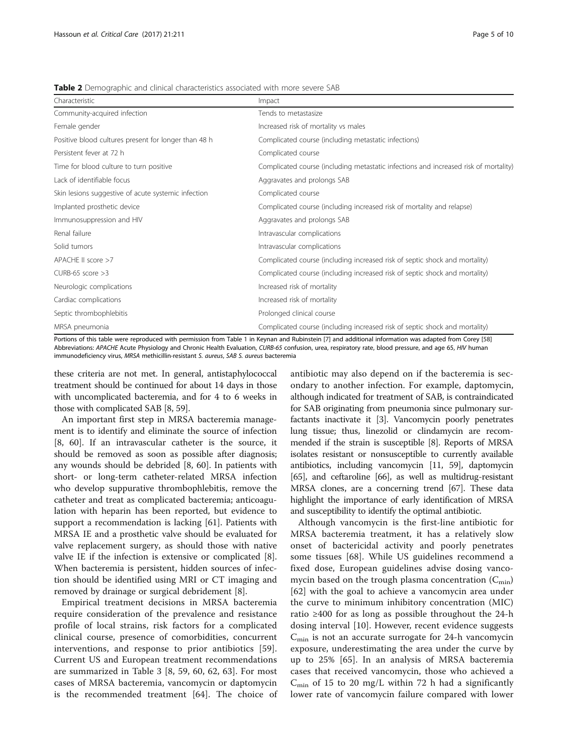**Table 2** Demographic and clinical characteristics associated with more severe SAB

| Characteristic | Impact |
|---|---|
| Community-acquired infection | Tends to metastasize |
| Female gender | Increased risk of mortality vs males |
| Positive blood cultures present for longer than 48 h | Complicated course (including metastatic infections) |
| Persistent fever at 72 h | Complicated course |
| Time for blood culture to turn positive | Complicated course (including metastatic infections and increased risk of mortality) |
| Lack of identifiable focus | Aggravates and prolongs SAB |
| Skin lesions suggestive of acute systemic infection | Complicated course |
| Implanted prosthetic device | Complicated course (including increased risk of mortality and relapse) |
| Immunosuppression and HIV | Aggravates and prolongs SAB |
| Renal failure | Intravascular complications |
| Solid tumors | Intravascular complications |
| APACHE II score >7 | Complicated course (including increased risk of septic shock and mortality) |
| CURB-65 score >3 | Complicated course (including increased risk of septic shock and mortality) |
| Neurologic complications | Increased risk of mortality |
| Cardiac complications | Increased risk of mortality |
| Septic thrombophlebitis | Prolonged clinical course |
| MRSA pneumonia | Complicated course (including increased risk of septic shock and mortality) |

Portions of this table were reproduced with permission from Table 1 in Keynan and Rubinstein [7] and additional information was adapted from Corey [58]
Abbreviations: *APACHE* Acute Physiology and Chronic Health Evaluation, *CURB-65* confusion, urea, respiratory rate, blood pressure, and age 65, *HIV* human immunodeficiency virus, *MRSA* methicillin-resistant *S. aureus*, *SAB S. aureus* bacteremia

these criteria are not met. In general, antistaphylococcal treatment should be continued for about 14 days in those with uncomplicated bacteremia, and for 4 to 6 weeks in those with complicated SAB [8, 59].

An important first step in MRSA bacteremia management is to identify and eliminate the source of infection [8, 60]. If an intravascular catheter is the source, it should be removed as soon as possible after diagnosis; any wounds should be debrided [8, 60]. In patients with short- or long-term catheter-related MRSA infection who develop suppurative thrombophlebitis, remove the catheter and treat as complicated bacteremia; anticoagulation with heparin has been reported, but evidence to support a recommendation is lacking [61]. Patients with MRSA IE and a prosthetic valve should be evaluated for valve replacement surgery, as should those with native valve IE if the infection is extensive or complicated [8]. When bacteremia is persistent, hidden sources of infection should be identified using MRI or CT imaging and removed by drainage or surgical debridement [8].

Empirical treatment decisions in MRSA bacteremia require consideration of the prevalence and resistance profile of local strains, risk factors for a complicated clinical course, presence of comorbidities, concurrent interventions, and response to prior antibiotics [59]. Current US and European treatment recommendations are summarized in Table 3 [8, 59, 60, 62, 63]. For most cases of MRSA bacteremia, vancomycin or daptomycin is the recommended treatment [64]. The choice of antibiotic may also depend on if the bacteremia is secondary to another infection. For example, daptomycin, although indicated for treatment of SAB, is contraindicated for SAB originating from pneumonia since pulmonary surfactants inactivate it [3]. Vancomycin poorly penetrates lung tissue; thus, linezolid or clindamycin are recommended if the strain is susceptible [8]. Reports of MRSA isolates resistant or nonsusceptible to currently available antibiotics, including vancomycin [11, 59], daptomycin [65], and ceftaroline [66], as well as multidrug-resistant MRSA clones, are a concerning trend [67]. These data highlight the importance of early identification of MRSA and susceptibility to identify the optimal antibiotic.

Although vancomycin is the first-line antibiotic for MRSA bacteremia treatment, it has a relatively slow onset of bactericidal activity and poorly penetrates some tissues [68]. While US guidelines recommend a fixed dose, European guidelines advise dosing vancomycin based on the trough plasma concentration ($C_{min}$) [62] with the goal to achieve a vancomycin area under the curve to minimum inhibitory concentration (MIC) ratio ≥400 for as long as possible throughout the 24-h dosing interval [10]. However, recent evidence suggests $C_{min}$ is not an accurate surrogate for 24-h vancomycin exposure, underestimating the area under the curve by up to 25% [65]. In an analysis of MRSA bacteremia cases that received vancomycin, those who achieved a $C_{min}$ of 15 to 20 mg/L within 72 h had a significantly lower rate of vancomycin failure compared with lower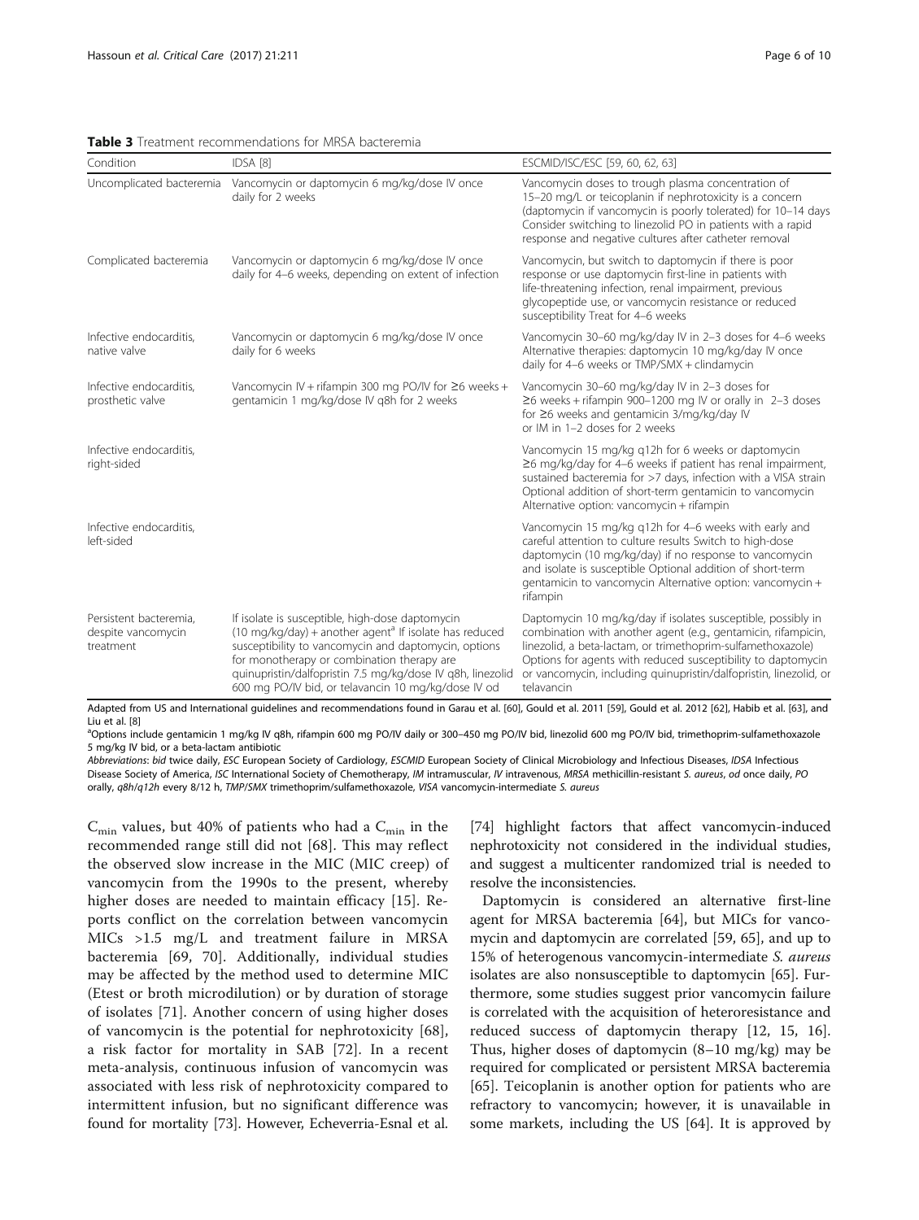**Table 3** Treatment recommendations for MRSA bacteremia

| Condition | IDSA [8] | ESCMID/ISC/ESC [59, 60, 62, 63] |
|---|---|---|
| Uncomplicated bacteremia | Vancomycin or daptomycin 6 mg/kg/dose IV once daily for 2 weeks | Vancomycin doses to trough plasma concentration of 15–20 mg/L or teicoplanin if nephrotoxicity is a concern (daptomycin if vancomycin is poorly tolerated) for 10–14 days Consider switching to linezolid PO in patients with a rapid response and negative cultures after catheter removal |
| Complicated bacteremia | Vancomycin or daptomycin 6 mg/kg/dose IV once daily for 4–6 weeks, depending on extent of infection | Vancomycin, but switch to daptomycin if there is poor response or use daptomycin first-line in patients with life-threatening infection, renal impairment, previous glycopeptide use, or vancomycin resistance or reduced susceptibility Treat for 4–6 weeks |
| Infective endocarditis, native valve | Vancomycin or daptomycin 6 mg/kg/dose IV once daily for 6 weeks | Vancomycin 30–60 mg/kg/day IV in 2–3 doses for 4–6 weeks Alternative therapies: daptomycin 10 mg/kg/day IV once daily for 4–6 weeks or TMP/SMX + clindamycin |
| Infective endocarditis, prosthetic valve | Vancomycin IV + rifampin 300 mg PO/IV for ≥6 weeks + gentamicin 1 mg/kg/dose IV q8h for 2 weeks | Vancomycin 30–60 mg/kg/day IV in 2–3 doses for ≥6 weeks + rifampin 900–1200 mg IV or orally in 2–3 doses for ≥6 weeks and gentamicin 3/mg/kg/day IV or IM in 1–2 doses for 2 weeks |
| Infective endocarditis, right-sided | | Vancomycin 15 mg/kg q12h for 6 weeks or daptomycin ≥6 mg/kg/day for 4–6 weeks if patient has renal impairment, sustained bacteremia for >7 days, infection with a VISA strain Optional addition of short-term gentamicin to vancomycin Alternative option: vancomycin + rifampin |
| Infective endocarditis, left-sided | | Vancomycin 15 mg/kg q12h for 4–6 weeks with early and careful attention to culture results Switch to high-dose daptomycin (10 mg/kg/day) if no response to vancomycin and isolate is susceptible Optional addition of short-term gentamicin to vancomycin Alternative option: vancomycin + rifampin |
| Persistent bacteremia, despite vancomycin treatment | If isolate is susceptible, high-dose daptomycin (10 mg/kg/day) + another agent[a] If isolate has reduced susceptibility to vancomycin and daptomycin, options for monotherapy or combination therapy are quinupristin/dalfopristin 7.5 mg/kg/dose IV q8h, linezolid 600 mg PO/IV bid, or telavancin 10 mg/kg/dose IV od | Daptomycin 10 mg/kg/day if isolates susceptible, possibly in combination with another agent (e.g., gentamicin, rifampicin, linezolid, a beta-lactam, or trimethoprim-sulfamethoxazole) Options for agents with reduced susceptibility to daptomycin or vancomycin, including quinupristin/dalfopristin, linezolid, or telavancin |

Adapted from US and International guidelines and recommendations found in Garau et al. [60], Gould et al. 2011 [59], Gould et al. 2012 [62], Habib et al. [63], and Liu et al. [8]

[a]Options include gentamicin 1 mg/kg IV q8h, rifampin 600 mg PO/IV daily or 300–450 mg PO/IV bid, linezolid 600 mg PO/IV bid, trimethoprim-sulfamethoxazole 5 mg/kg IV bid, or a beta-lactam antibiotic

*Abbreviations*: *bid* twice daily, *ESC* European Society of Cardiology, *ESCMID* European Society of Clinical Microbiology and Infectious Diseases, *IDSA* Infectious Disease Society of America, *ISC* International Society of Chemotherapy, *IM* intramuscular, *IV* intravenous, *MRSA* methicillin-resistant *S. aureus*, *od* once daily, *PO* orally, *q8h/q12h* every 8/12 h, *TMP/SMX* trimethoprim/sulfamethoxazole, *VISA* vancomycin-intermediate *S. aureus*

$C_{min}$ values, but 40% of patients who had a $C_{min}$ in the recommended range still did not [68]. This may reflect the observed slow increase in the MIC (MIC creep) of vancomycin from the 1990s to the present, whereby higher doses are needed to maintain efficacy [15]. Reports conflict on the correlation between vancomycin MICs >1.5 mg/L and treatment failure in MRSA bacteremia [69, 70]. Additionally, individual studies may be affected by the method used to determine MIC (Etest or broth microdilution) or by duration of storage of isolates [71]. Another concern of using higher doses of vancomycin is the potential for nephrotoxicity [68], a risk factor for mortality in SAB [72]. In a recent meta-analysis, continuous infusion of vancomycin was associated with less risk of nephrotoxicity compared to intermittent infusion, but no significant difference was found for mortality [73]. However, Echeverria-Esnal et al. [74] highlight factors that affect vancomycin-induced nephrotoxicity not considered in the individual studies, and suggest a multicenter randomized trial is needed to resolve the inconsistencies.

Daptomycin is considered an alternative first-line agent for MRSA bacteremia [64], but MICs for vancomycin and daptomycin are correlated [59, 65], and up to 15% of heterogenous vancomycin-intermediate *S. aureus* isolates are also nonsusceptible to daptomycin [65]. Furthermore, some studies suggest prior vancomycin failure is correlated with the acquisition of heteroresistance and reduced success of daptomycin therapy [12, 15, 16]. Thus, higher doses of daptomycin (8–10 mg/kg) may be required for complicated or persistent MRSA bacteremia [65]. Teicoplanin is another option for patients who are refractory to vancomycin; however, it is unavailable in some markets, including the US [64]. It is approved by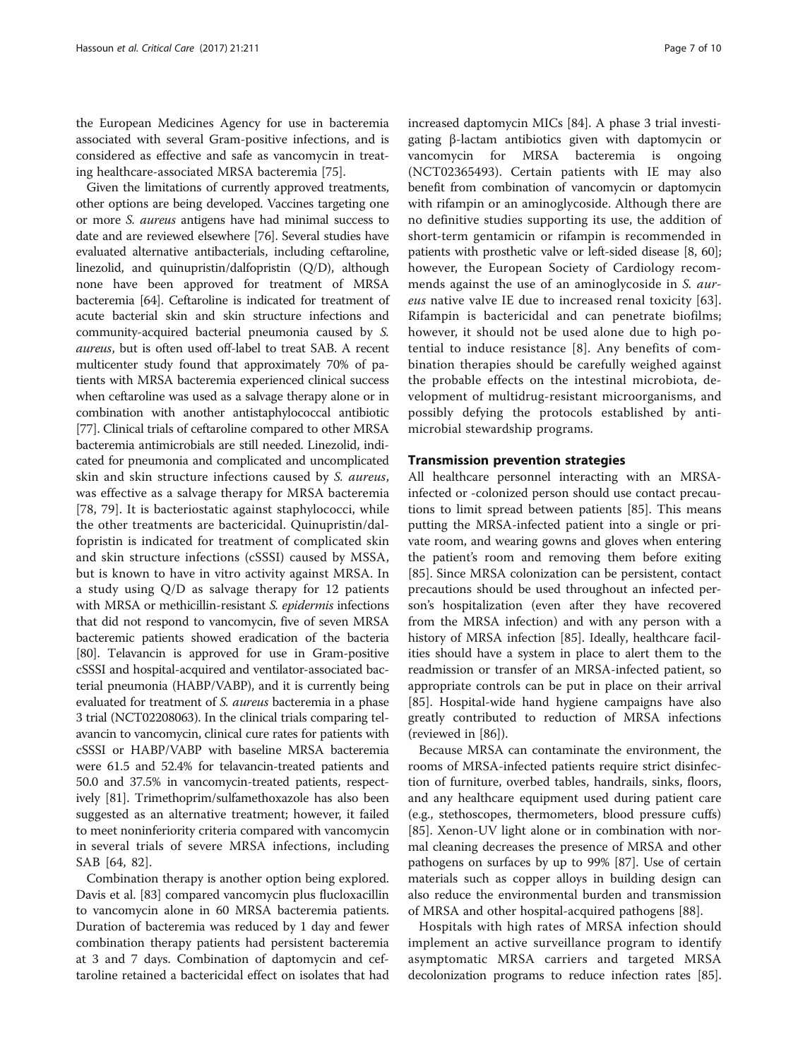the European Medicines Agency for use in bacteremia associated with several Gram-positive infections, and is considered as effective and safe as vancomycin in treating healthcare-associated MRSA bacteremia [75].

Given the limitations of currently approved treatments, other options are being developed. Vaccines targeting one or more *S. aureus* antigens have had minimal success to date and are reviewed elsewhere [76]. Several studies have evaluated alternative antibacterials, including ceftaroline, linezolid, and quinupristin/dalfopristin (Q/D), although none have been approved for treatment of MRSA bacteremia [64]. Ceftaroline is indicated for treatment of acute bacterial skin and skin structure infections and community-acquired bacterial pneumonia caused by *S. aureus*, but is often used off-label to treat SAB. A recent multicenter study found that approximately 70% of patients with MRSA bacteremia experienced clinical success when ceftaroline was used as a salvage therapy alone or in combination with another antistaphylococcal antibiotic [77]. Clinical trials of ceftaroline compared to other MRSA bacteremia antimicrobials are still needed. Linezolid, indicated for pneumonia and complicated and uncomplicated skin and skin structure infections caused by *S. aureus*, was effective as a salvage therapy for MRSA bacteremia [78, 79]. It is bacteriostatic against staphylococci, while the other treatments are bactericidal. Quinupristin/dalfopristin is indicated for treatment of complicated skin and skin structure infections (cSSSI) caused by MSSA, but is known to have in vitro activity against MRSA. In a study using Q/D as salvage therapy for 12 patients with MRSA or methicillin-resistant *S. epidermis* infections that did not respond to vancomycin, five of seven MRSA bacteremic patients showed eradication of the bacteria [80]. Telavancin is approved for use in Gram-positive cSSSI and hospital-acquired and ventilator-associated bacterial pneumonia (HABP/VABP), and it is currently being evaluated for treatment of *S. aureus* bacteremia in a phase 3 trial (NCT02208063). In the clinical trials comparing telavancin to vancomycin, clinical cure rates for patients with cSSSI or HABP/VABP with baseline MRSA bacteremia were 61.5 and 52.4% for telavancin-treated patients and 50.0 and 37.5% in vancomycin-treated patients, respectively [81]. Trimethoprim/sulfamethoxazole has also been suggested as an alternative treatment; however, it failed to meet noninferiority criteria compared with vancomycin in several trials of severe MRSA infections, including SAB [64, 82].

Combination therapy is another option being explored. Davis et al. [83] compared vancomycin plus flucloxacillin to vancomycin alone in 60 MRSA bacteremia patients. Duration of bacteremia was reduced by 1 day and fewer combination therapy patients had persistent bacteremia at 3 and 7 days. Combination of daptomycin and ceftaroline retained a bactericidal effect on isolates that had increased daptomycin MICs [84]. A phase 3 trial investigating β-lactam antibiotics given with daptomycin or vancomycin for MRSA bacteremia is ongoing (NCT02365493). Certain patients with IE may also benefit from combination of vancomycin or daptomycin with rifampin or an aminoglycoside. Although there are no definitive studies supporting its use, the addition of short-term gentamicin or rifampin is recommended in patients with prosthetic valve or left-sided disease [8, 60]; however, the European Society of Cardiology recommends against the use of an aminoglycoside in *S. aureus* native valve IE due to increased renal toxicity [63]. Rifampin is bactericidal and can penetrate biofilms; however, it should not be used alone due to high potential to induce resistance [8]. Any benefits of combination therapies should be carefully weighed against the probable effects on the intestinal microbiota, development of multidrug-resistant microorganisms, and possibly defying the protocols established by antimicrobial stewardship programs.

## Transmission prevention strategies

All healthcare personnel interacting with an MRSA-infected or -colonized person should use contact precautions to limit spread between patients [85]. This means putting the MRSA-infected patient into a single or private room, and wearing gowns and gloves when entering the patient's room and removing them before exiting [85]. Since MRSA colonization can be persistent, contact precautions should be used throughout an infected person's hospitalization (even after they have recovered from the MRSA infection) and with any person with a history of MRSA infection [85]. Ideally, healthcare facilities should have a system in place to alert them to the readmission or transfer of an MRSA-infected patient, so appropriate controls can be put in place on their arrival [85]. Hospital-wide hand hygiene campaigns have also greatly contributed to reduction of MRSA infections (reviewed in [86]).

Because MRSA can contaminate the environment, the rooms of MRSA-infected patients require strict disinfection of furniture, overbed tables, handrails, sinks, floors, and any healthcare equipment used during patient care (e.g., stethoscopes, thermometers, blood pressure cuffs) [85]. Xenon-UV light alone or in combination with normal cleaning decreases the presence of MRSA and other pathogens on surfaces by up to 99% [87]. Use of certain materials such as copper alloys in building design can also reduce the environmental burden and transmission of MRSA and other hospital-acquired pathogens [88].

Hospitals with high rates of MRSA infection should implement an active surveillance program to identify asymptomatic MRSA carriers and targeted MRSA decolonization programs to reduce infection rates [85].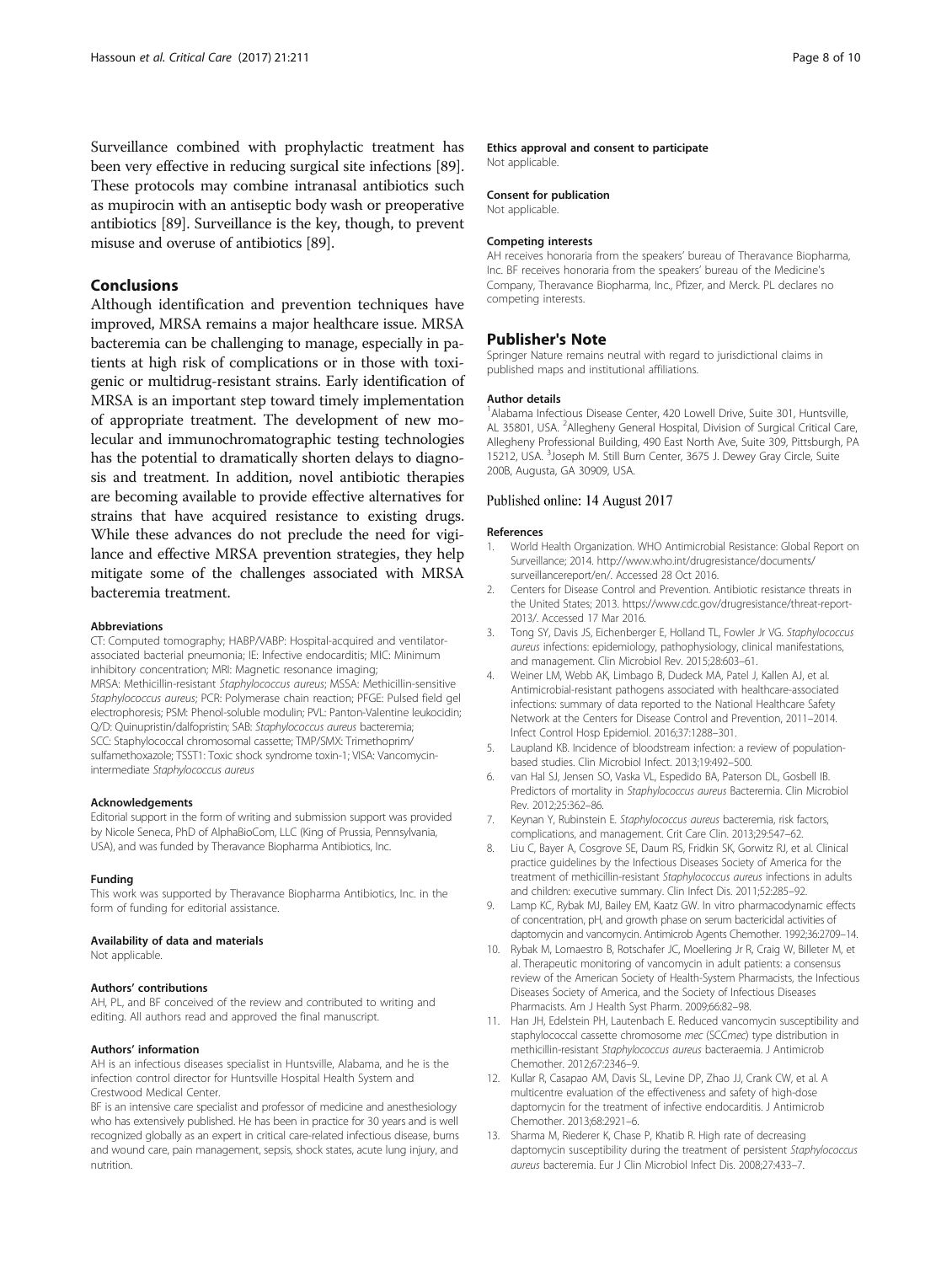Surveillance combined with prophylactic treatment has been very effective in reducing surgical site infections [89]. These protocols may combine intranasal antibiotics such as mupirocin with an antiseptic body wash or preoperative antibiotics [89]. Surveillance is the key, though, to prevent misuse and overuse of antibiotics [89].

## Conclusions

Although identification and prevention techniques have improved, MRSA remains a major healthcare issue. MRSA bacteremia can be challenging to manage, especially in patients at high risk of complications or in those with toxigenic or multidrug-resistant strains. Early identification of MRSA is an important step toward timely implementation of appropriate treatment. The development of new molecular and immunochromatographic testing technologies has the potential to dramatically shorten delays to diagnosis and treatment. In addition, novel antibiotic therapies are becoming available to provide effective alternatives for strains that have acquired resistance to existing drugs. While these advances do not preclude the need for vigilance and effective MRSA prevention strategies, they help mitigate some of the challenges associated with MRSA bacteremia treatment.

#### Abbreviations

CT: Computed tomography; HABP/VABP: Hospital-acquired and ventilator-associated bacterial pneumonia; IE: Infective endocarditis; MIC: Minimum inhibitory concentration; MRI: Magnetic resonance imaging; MRSA: Methicillin-resistant *Staphylococcus aureus*; MSSA: Methicillin-sensitive *Staphylococcus aureus*; PCR: Polymerase chain reaction; PFGE: Pulsed field gel electrophoresis; PSM: Phenol-soluble modulin; PVL: Panton-Valentine leukocidin; Q/D: Quinupristin/dalfopristin; SAB: *Staphylococcus aureus* bacteremia; SCC: Staphylococcal chromosomal cassette; TMP/SMX: Trimethoprim/sulfamethoxazole; TSST1: Toxic shock syndrome toxin-1; VISA: Vancomycin-intermediate *Staphylococcus aureus*

#### Acknowledgements

Editorial support in the form of writing and submission support was provided by Nicole Seneca, PhD of AlphaBioCom, LLC (King of Prussia, Pennsylvania, USA), and was funded by Theravance Biopharma Antibiotics, Inc.

#### Funding

This work was supported by Theravance Biopharma Antibiotics, Inc. in the form of funding for editorial assistance.

#### Availability of data and materials

Not applicable.

#### Authors' contributions

AH, PL, and BF conceived of the review and contributed to writing and editing. All authors read and approved the final manuscript.

#### Authors' information

AH is an infectious diseases specialist in Huntsville, Alabama, and he is the infection control director for Huntsville Hospital Health System and Crestwood Medical Center.

BF is an intensive care specialist and professor of medicine and anesthesiology who has extensively published. He has been in practice for 30 years and is well recognized globally as an expert in critical care-related infectious disease, burns and wound care, pain management, sepsis, shock states, acute lung injury, and nutrition.

#### Ethics approval and consent to participate

Not applicable.

#### Consent for publication

Not applicable.

#### Competing interests

AH receives honoraria from the speakers' bureau of Theravance Biopharma, Inc. BF receives honoraria from the speakers' bureau of the Medicine's Company, Theravance Biopharma, Inc., Pfizer, and Merck. PL declares no competing interests.

## Publisher's Note

Springer Nature remains neutral with regard to jurisdictional claims in published maps and institutional affiliations.

#### Author details

[1]Alabama Infectious Disease Center, 420 Lowell Drive, Suite 301, Huntsville, AL 35801, USA. [2]Allegheny General Hospital, Division of Surgical Critical Care, Allegheny Professional Building, 490 East North Ave, Suite 309, Pittsburgh, PA 15212, USA. [3]Joseph M. Still Burn Center, 3675 J. Dewey Gray Circle, Suite 200B, Augusta, GA 30909, USA.

Published online: 14 August 2017

#### References

1. World Health Organization. WHO Antimicrobial Resistance: Global Report on Surveillance; 2014. http://www.who.int/drugresistance/documents/surveillancereport/en/. Accessed 28 Oct 2016.
2. Centers for Disease Control and Prevention. Antibiotic resistance threats in the United States; 2013. https://www.cdc.gov/drugresistance/threat-report-2013/. Accessed 17 Mar 2016.
3. Tong SY, Davis JS, Eichenberger E, Holland TL, Fowler Jr VG. *Staphylococcus aureus* infections: epidemiology, pathophysiology, clinical manifestations, and management. Clin Microbiol Rev. 2015;28:603–61.
4. Weiner LM, Webb AK, Limbago B, Dudeck MA, Patel J, Kallen AJ, et al. Antimicrobial-resistant pathogens associated with healthcare-associated infections: summary of data reported to the National Healthcare Safety Network at the Centers for Disease Control and Prevention, 2011–2014. Infect Control Hosp Epidemiol. 2016;37:1288–301.
5. Laupland KB. Incidence of bloodstream infection: a review of population-based studies. Clin Microbiol Infect. 2013;19:492–500.
6. van Hal SJ, Jensen SO, Vaska VL, Espedido BA, Paterson DL, Gosbell IB. Predictors of mortality in *Staphylococcus aureus* Bacteremia. Clin Microbiol Rev. 2012;25:362–86.
7. Keynan Y, Rubinstein E. *Staphylococcus aureus* bacteremia, risk factors, complications, and management. Crit Care Clin. 2013;29:547–62.
8. Liu C, Bayer A, Cosgrove SE, Daum RS, Fridkin SK, Gorwitz RJ, et al. Clinical practice guidelines by the Infectious Diseases Society of America for the treatment of methicillin-resistant *Staphylococcus aureus* infections in adults and children: executive summary. Clin Infect Dis. 2011;52:285–92.
9. Lamp KC, Rybak MJ, Bailey EM, Kaatz GW. In vitro pharmacodynamic effects of concentration, pH, and growth phase on serum bactericidal activities of daptomycin and vancomycin. Antimicrob Agents Chemother. 1992;36:2709–14.
10. Rybak M, Lomaestro B, Rotschafer JC, Moellering Jr R, Craig W, Billeter M, et al. Therapeutic monitoring of vancomycin in adult patients: a consensus review of the American Society of Health-System Pharmacists, the Infectious Diseases Society of America, and the Society of Infectious Diseases Pharmacists. Am J Health Syst Pharm. 2009;66:82–98.
11. Han JH, Edelstein PH, Lautenbach E. Reduced vancomycin susceptibility and staphylococcal cassette chromosome *mec* (SCC*mec*) type distribution in methicillin-resistant *Staphylococcus aureus* bacteraemia. J Antimicrob Chemother. 2012;67:2346–9.
12. Kullar R, Casapao AM, Davis SL, Levine DP, Zhao JJ, Crank CW, et al. A multicentre evaluation of the effectiveness and safety of high-dose daptomycin for the treatment of infective endocarditis. J Antimicrob Chemother. 2013;68:2921–6.
13. Sharma M, Riederer K, Chase P, Khatib R. High rate of decreasing daptomycin susceptibility during the treatment of persistent *Staphylococcus aureus* bacteremia. Eur J Clin Microbiol Infect Dis. 2008;27:433–7.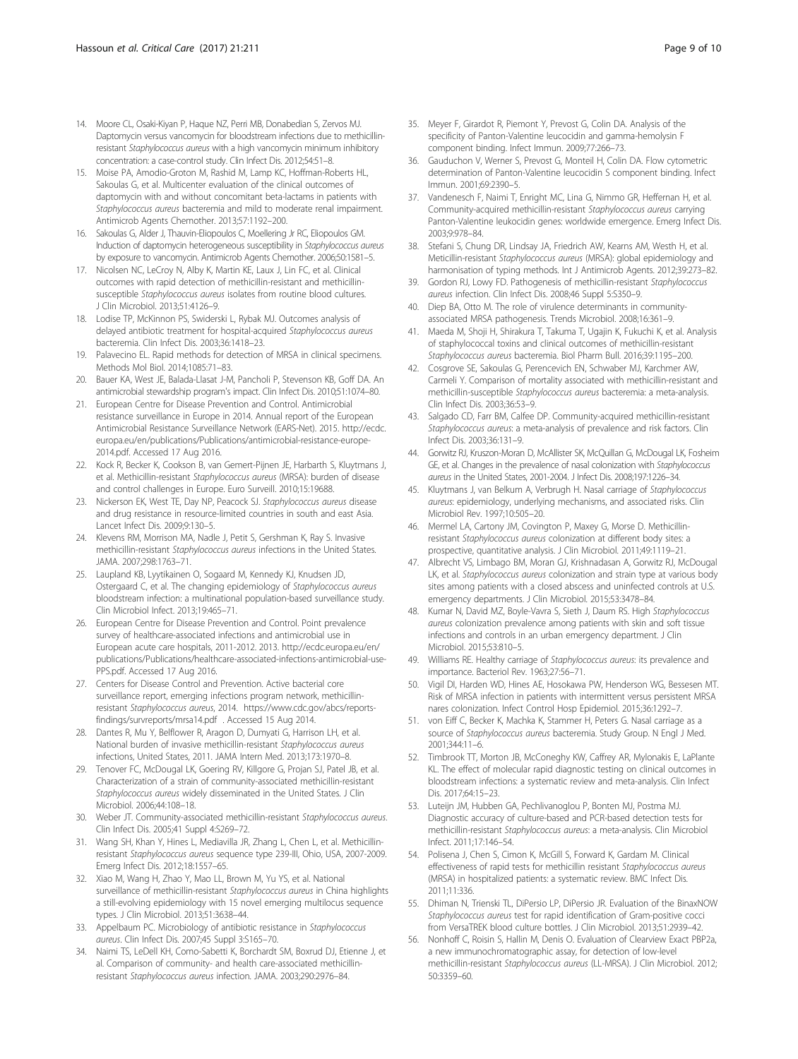14. Moore CL, Osaki-Kiyan P, Haque NZ, Perri MB, Donabedian S, Zervos MJ. Daptomycin versus vancomycin for bloodstream infections due to methicillin-resistant *Staphylococcus aureus* with a high vancomycin minimum inhibitory concentration: a case-control study. Clin Infect Dis. 2012;54:51–8.
15. Moise PA, Amodio-Groton M, Rashid M, Lamp KC, Hoffman-Roberts HL, Sakoulas G, et al. Multicenter evaluation of the clinical outcomes of daptomycin with and without concomitant beta-lactams in patients with *Staphylococcus aureus* bacteremia and mild to moderate renal impairment. Antimicrob Agents Chemother. 2013;57:1192–200.
16. Sakoulas G, Alder J, Thauvin-Eliopoulos C, Moellering Jr RC, Eliopoulos GM. Induction of daptomycin heterogeneous susceptibility in *Staphylococcus aureus* by exposure to vancomycin. Antimicrob Agents Chemother. 2006;50:1581–5.
17. Nicolsen NC, LeCroy N, Alby K, Martin KE, Laux J, Lin FC, et al. Clinical outcomes with rapid detection of methicillin-resistant and methicillin-susceptible *Staphylococcus aureus* isolates from routine blood cultures. J Clin Microbiol. 2013;51:4126–9.
18. Lodise TP, McKinnon PS, Swiderski L, Rybak MJ. Outcomes analysis of delayed antibiotic treatment for hospital-acquired *Staphylococcus aureus* bacteremia. Clin Infect Dis. 2003;36:1418–23.
19. Palavecino EL. Rapid methods for detection of MRSA in clinical specimens. Methods Mol Biol. 2014;1085:71–83.
20. Bauer KA, West JE, Balada-Llasat J-M, Pancholi P, Stevenson KB, Goff DA. An antimicrobial stewardship program's impact. Clin Infect Dis. 2010;51:1074–80.
21. European Centre for Disease Prevention and Control. Antimicrobial resistance surveillance in Europe in 2014. Annual report of the European Antimicrobial Resistance Surveillance Network (EARS-Net). 2015. http://ecdc.europa.eu/en/publications/Publications/antimicrobial-resistance-europe-2014.pdf. Accessed 17 Aug 2016.
22. Kock R, Becker K, Cookson B, van Gemert-Pijnen JE, Harbarth S, Kluytmans J, et al. Methicillin-resistant *Staphylococcus aureus* (MRSA): burden of disease and control challenges in Europe. Euro Surveill. 2010;15:19688.
23. Nickerson EK, West TE, Day NP, Peacock SJ. *Staphylococcus aureus* disease and drug resistance in resource-limited countries in south and east Asia. Lancet Infect Dis. 2009;9:130–5.
24. Klevens RM, Morrison MA, Nadle J, Petit S, Gershman K, Ray S. Invasive methicillin-resistant *Staphylococcus aureus* infections in the United States. JAMA. 2007;298:1763–71.
25. Laupland KB, Lyytikainen O, Sogaard M, Kennedy KJ, Knudsen JD, Ostergaard C, et al. The changing epidemiology of *Staphylococcus aureus* bloodstream infection: a multinational population-based surveillance study. Clin Microbiol Infect. 2013;19:465–71.
26. European Centre for Disease Prevention and Control. Point prevalence survey of healthcare-associated infections and antimicrobial use in European acute care hospitals, 2011-2012. 2013. http://ecdc.europa.eu/en/publications/Publications/healthcare-associated-infections-antimicrobial-use-PPS.pdf. Accessed 17 Aug 2016.
27. Centers for Disease Control and Prevention. Active bacterial core surveillance report, emerging infections program network, methicillin-resistant *Staphylococcus aureus*, 2014. https://www.cdc.gov/abcs/reports-findings/survreports/mrsa14.pdf. Accessed 15 Aug 2014.
28. Dantes R, Mu Y, Belflower R, Aragon D, Dumyati G, Harrison LH, et al. National burden of invasive methicillin-resistant *Staphylococcus aureus* infections, United States, 2011. JAMA Intern Med. 2013;173:1970–8.
29. Tenover FC, McDougal LK, Goering RV, Killgore G, Projan SJ, Patel JB, et al. Characterization of a strain of community-associated methicillin-resistant *Staphylococcus aureus* widely disseminated in the United States. J Clin Microbiol. 2006;44:108–18.
30. Weber JT. Community-associated methicillin-resistant *Staphylococcus aureus*. Clin Infect Dis. 2005;41 Suppl 4:S269–72.
31. Wang SH, Khan Y, Hines L, Mediavilla JR, Zhang L, Chen L, et al. Methicillin-resistant *Staphylococcus aureus* sequence type 239-III, Ohio, USA, 2007-2009. Emerg Infect Dis. 2012;18:1557–65.
32. Xiao M, Wang H, Zhao Y, Mao LL, Brown M, Yu YS, et al. National surveillance of methicillin-resistant *Staphylococcus aureus* in China highlights a still-evolving epidemiology with 15 novel emerging multilocus sequence types. J Clin Microbiol. 2013;51:3638–44.
33. Appelbaum PC. Microbiology of antibiotic resistance in *Staphylococcus aureus*. Clin Infect Dis. 2007;45 Suppl 3:S165–70.
34. Naimi TS, LeDell KH, Como-Sabetti K, Borchardt SM, Boxrud DJ, Etienne J, et al. Comparison of community- and health care-associated methicillin-resistant *Staphylococcus aureus* infection. JAMA. 2003;290:2976–84.
35. Meyer F, Girardot R, Piemont Y, Prevost G, Colin DA. Analysis of the specificity of Panton-Valentine leucocidin and gamma-hemolysin F component binding. Infect Immun. 2009;77:266–73.
36. Gauduchon V, Werner S, Prevost G, Monteil H, Colin DA. Flow cytometric determination of Panton-Valentine leucocidin S component binding. Infect Immun. 2001;69:2390–5.
37. Vandenesch F, Naimi T, Enright MC, Lina G, Nimmo GR, Heffernan H, et al. Community-acquired methicillin-resistant *Staphylococcus aureus* carrying Panton-Valentine leukocidin genes: worldwide emergence. Emerg Infect Dis. 2003;9:978–84.
38. Stefani S, Chung DR, Lindsay JA, Friedrich AW, Kearns AM, Westh H, et al. Meticillin-resistant *Staphylococcus aureus* (MRSA): global epidemiology and harmonisation of typing methods. Int J Antimicrob Agents. 2012;39:273–82.
39. Gordon RJ, Lowy FD. Pathogenesis of methicillin-resistant *Staphylococcus aureus* infection. Clin Infect Dis. 2008;46 Suppl 5:S350–9.
40. Diep BA, Otto M. The role of virulence determinants in community-associated MRSA pathogenesis. Trends Microbiol. 2008;16:361–9.
41. Maeda M, Shoji H, Shirakura T, Takuma T, Ugajin K, Fukuchi K, et al. Analysis of staphylococcal toxins and clinical outcomes of methicillin-resistant *Staphylococcus aureus* bacteremia. Biol Pharm Bull. 2016;39:1195–200.
42. Cosgrove SE, Sakoulas G, Perencevich EN, Schwaber MJ, Karchmer AW, Carmeli Y. Comparison of mortality associated with methicillin-resistant and methicillin-susceptible *Staphylococcus aureus* bacteremia: a meta-analysis. Clin Infect Dis. 2003;36:53–9.
43. Salgado CD, Farr BM, Calfee DP. Community-acquired methicillin-resistant *Staphylococcus aureus*: a meta-analysis of prevalence and risk factors. Clin Infect Dis. 2003;36:131–9.
44. Gorwitz RJ, Kruszon-Moran D, McAllister SK, McQuillan G, McDougal LK, Fosheim GE, et al. Changes in the prevalence of nasal colonization with *Staphylococcus aureus* in the United States, 2001-2004. J Infect Dis. 2008;197:1226–34.
45. Kluytmans J, van Belkum A, Verbrugh H. Nasal carriage of *Staphylococcus aureus*: epidemiology, underlying mechanisms, and associated risks. Clin Microbiol Rev. 1997;10:505–20.
46. Mermel LA, Cartony JM, Covington P, Maxey G, Morse D. Methicillin-resistant *Staphylococcus aureus* colonization at different body sites: a prospective, quantitative analysis. J Clin Microbiol. 2011;49:1119–21.
47. Albrecht VS, Limbago BM, Moran GJ, Krishnadasan A, Gorwitz RJ, McDougal LK, et al. *Staphylococcus aureus* colonization and strain type at various body sites among patients with a closed abscess and uninfected controls at U.S. emergency departments. J Clin Microbiol. 2015;53:3478–84.
48. Kumar N, David MZ, Boyle-Vavra S, Sieth J, Daum RS. High *Staphylococcus aureus* colonization prevalence among patients with skin and soft tissue infections and controls in an urban emergency department. J Clin Microbiol. 2015;53:810–5.
49. Williams RE. Healthy carriage of *Staphylococcus aureus*: its prevalence and importance. Bacteriol Rev. 1963;27:56–71.
50. Vigil DI, Harden WD, Hines AE, Hosokawa PW, Henderson WG, Bessesen MT. Risk of MRSA infection in patients with intermittent versus persistent MRSA nares colonization. Infect Control Hosp Epidemiol. 2015;36:1292–7.
51. von Eiff C, Becker K, Machka K, Stammer H, Peters G. Nasal carriage as a source of *Staphylococcus aureus* bacteremia. Study Group. N Engl J Med. 2001;344:11–6.
52. Timbrook TT, Morton JB, McConeghy KW, Caffrey AR, Mylonakis E, LaPlante KL. The effect of molecular rapid diagnostic testing on clinical outcomes in bloodstream infections: a systematic review and meta-analysis. Clin Infect Dis. 2017;64:15–23.
53. Luteijn JM, Hubben GA, Pechlivanoglou P, Bonten MJ, Postma MJ. Diagnostic accuracy of culture-based and PCR-based detection tests for methicillin-resistant *Staphylococcus aureus*: a meta-analysis. Clin Microbiol Infect. 2011;17:146–54.
54. Polisena J, Chen S, Cimon K, McGill S, Forward K, Gardam M. Clinical effectiveness of rapid tests for methicillin resistant *Staphylococcus aureus* (MRSA) in hospitalized patients: a systematic review. BMC Infect Dis. 2011;11:336.
55. Dhiman N, Trienski TL, DiPersio LP, DiPersio JR. Evaluation of the BinaxNOW *Staphylococcus aureus* test for rapid identification of Gram-positive cocci from VersaTREK blood culture bottles. J Clin Microbiol. 2013;51:2939–42.
56. Nonhoff C, Roisin S, Hallin M, Denis O. Evaluation of Clearview Exact PBP2a, a new immunochromatographic assay, for detection of low-level methicillin-resistant *Staphylococcus aureus* (LL-MRSA). J Clin Microbiol. 2012;50:3359–60.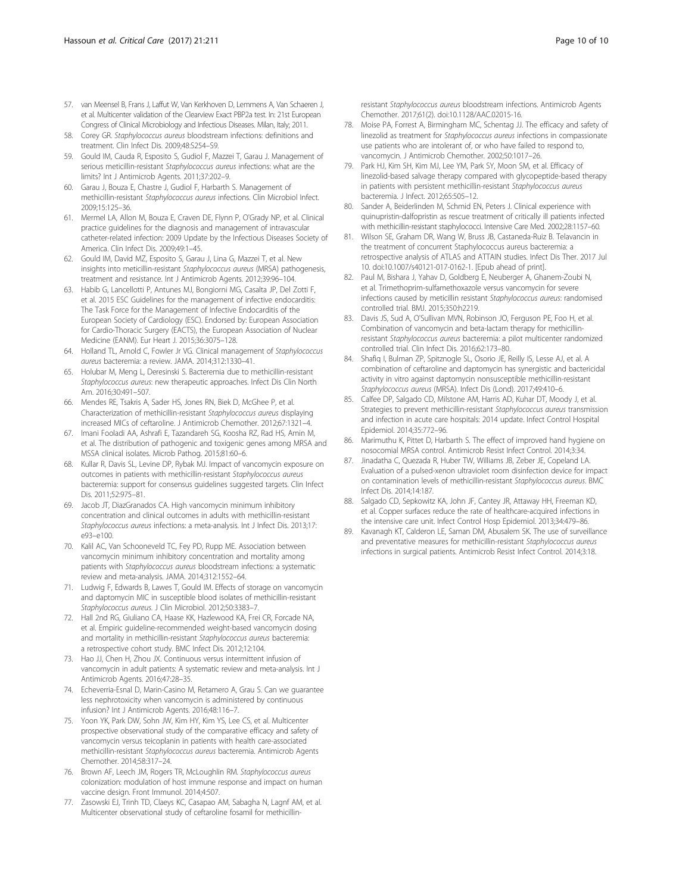57. van Meensel B, Frans J, Laffut W, Van Kerkhoven D, Lemmens A, Van Schaeren J, et al. Multicenter validation of the Clearview Exact PBP2a test. In: 21st European Congress of Clinical Microbiology and Infectious Diseases. Milan, Italy; 2011.
58. Corey GR. *Staphylococcus aureus* bloodstream infections: definitions and treatment. Clin Infect Dis. 2009;48:S254–S9.
59. Gould IM, Cauda R, Esposito S, Gudiol F, Mazzei T, Garau J. Management of serious meticillin-resistant *Staphylococcus aureus* infections: what are the limits? Int J Antimicrob Agents. 2011;37:202–9.
60. Garau J, Bouza E, Chastre J, Gudiol F, Harbarth S. Management of methicillin-resistant *Staphylococcus aureus* infections. Clin Microbiol Infect. 2009;15:125–36.
61. Mermel LA, Allon M, Bouza E, Craven DE, Flynn P, O'Grady NP, et al. Clinical practice guidelines for the diagnosis and management of intravascular catheter-related infection: 2009 Update by the Infectious Diseases Society of America. Clin Infect Dis. 2009;49:1–45.
62. Gould IM, David MZ, Esposito S, Garau J, Lina G, Mazzei T, et al. New insights into meticillin-resistant *Staphylococcus aureus* (MRSA) pathogenesis, treatment and resistance. Int J Antimicrob Agents. 2012;39:96–104.
63. Habib G, Lancellotti P, Antunes MJ, Bongiorni MG, Casalta JP, Del Zotti F, et al. 2015 ESC Guidelines for the management of infective endocarditis: The Task Force for the Management of Infective Endocarditis of the European Society of Cardiology (ESC). Endorsed by: European Association for Cardio-Thoracic Surgery (EACTS), the European Association of Nuclear Medicine (EANM). Eur Heart J. 2015;36:3075–128.
64. Holland TL, Arnold C, Fowler Jr VG. Clinical management of *Staphylococcus aureus* bacteremia: a review. JAMA. 2014;312:1330–41.
65. Holubar M, Meng L, Deresinski S. Bacteremia due to methicillin-resistant *Staphylococcus aureus*: new therapeutic approaches. Infect Dis Clin North Am. 2016;30:491–507.
66. Mendes RE, Tsakris A, Sader HS, Jones RN, Biek D, McGhee P, et al. Characterization of methicillin-resistant *Staphylococcus aureus* displaying increased MICs of ceftaroline. J Antimicrob Chemother. 2012;67:1321–4.
67. Imani Fooladi AA, Ashrafi E, Tazandareh SG, Koosha RZ, Rad HS, Amin M, et al. The distribution of pathogenic and toxigenic genes among MRSA and MSSA clinical isolates. Microb Pathog. 2015;81:60–6.
68. Kullar R, Davis SL, Levine DP, Rybak MJ. Impact of vancomycin exposure on outcomes in patients with methicillin-resistant *Staphylococcus aureus* bacteremia: support for consensus guidelines suggested targets. Clin Infect Dis. 2011;52:975–81.
69. Jacob JT, DiazGranados CA. High vancomycin minimum inhibitory concentration and clinical outcomes in adults with methicillin-resistant *Staphylococcus aureus* infections: a meta-analysis. Int J Infect Dis. 2013;17:e93–e100.
70. Kalil AC, Van Schooneveld TC, Fey PD, Rupp ME. Association between vancomycin minimum inhibitory concentration and mortality among patients with *Staphylococcus aureus* bloodstream infections: a systematic review and meta-analysis. JAMA. 2014;312:1552–64.
71. Ludwig F, Edwards B, Lawes T, Gould IM. Effects of storage on vancomycin and daptomycin MIC in susceptible blood isolates of methicillin-resistant *Staphylococcus aureus*. J Clin Microbiol. 2012;50:3383–7.
72. Hall 2nd RG, Giuliano CA, Haase KK, Hazlewood KA, Frei CR, Forcade NA, et al. Empiric guideline-recommended weight-based vancomycin dosing and mortality in methicillin-resistant *Staphylococcus aureus* bacteremia: a retrospective cohort study. BMC Infect Dis. 2012;12:104.
73. Hao JJ, Chen H, Zhou JX. Continuous versus intermittent infusion of vancomycin in adult patients: A systematic review and meta-analysis. Int J Antimicrob Agents. 2016;47:28–35.
74. Echeverria-Esnal D, Marin-Casino M, Retamero A, Grau S. Can we guarantee less nephrotoxicity when vancomycin is administered by continuous infusion? Int J Antimicrob Agents. 2016;48:116–7.
75. Yoon YK, Park DW, Sohn JW, Kim HY, Kim YS, Lee CS, et al. Multicenter prospective observational study of the comparative efficacy and safety of vancomycin versus teicoplanin in patients with health care-associated methicillin-resistant *Staphylococcus aureus* bacteremia. Antimicrob Agents Chemother. 2014;58:317–24.
76. Brown AF, Leech JM, Rogers TR, McLoughlin RM. *Staphylococcus aureus* colonization: modulation of host immune response and impact on human vaccine design. Front Immunol. 2014;4:507.
77. Zasowski EJ, Trinh TD, Claeys KC, Casapao AM, Sabagha N, Lagnf AM, et al. Multicenter observational study of ceftaroline fosamil for methicillin-resistant *Staphylococcus aureus* bloodstream infections. Antimicrob Agents Chemother. 2017;61(2). doi:10.1128/AAC.02015-16.
78. Moise PA, Forrest A, Birmingham MC, Schentag JJ. The efficacy and safety of linezolid as treatment for *Staphylococcus aureus* infections in compassionate use patients who are intolerant of, or who have failed to respond to, vancomycin. J Antimicrob Chemother. 2002;50:1017–26.
79. Park HJ, Kim SH, Kim MJ, Lee YM, Park SY, Moon SM, et al. Efficacy of linezolid-based salvage therapy compared with glycopeptide-based therapy in patients with persistent methicillin-resistant *Staphylococcus aureus* bacteremia. J Infect. 2012;65:505–12.
80. Sander A, Beiderlinden M, Schmid EN, Peters J. Clinical experience with quinupristin-dalfopristin as rescue treatment of critically ill patients infected with methicillin-resistant staphylococci. Intensive Care Med. 2002;28:1157–60.
81. Wilson SE, Graham DR, Wang W, Bruss JB, Castaneda-Ruiz B. Telavancin in the treatment of concurrent Staphylococcus aureus bacteremia: a retrospective analysis of ATLAS and ATTAIN studies. Infect Dis Ther. 2017 Jul 10. doi:10.1007/s40121-017-0162-1. [Epub ahead of print].
82. Paul M, Bishara J, Yahav D, Goldberg E, Neuberger A, Ghanem-Zoubi N, et al. Trimethoprim-sulfamethoxazole versus vancomycin for severe infections caused by meticillin resistant *Staphylococcus aureus*: randomised controlled trial. BMJ. 2015;350:h2219.
83. Davis JS, Sud A, O'Sullivan MVN, Robinson JO, Ferguson PE, Foo H, et al. Combination of vancomycin and beta-lactam therapy for methicillin-resistant *Staphylococcus aureus* bacteremia: a pilot multicenter randomized controlled trial. Clin Infect Dis. 2016;62:173–80.
84. Shafiq I, Bulman ZP, Spitznogle SL, Osorio JE, Reilly IS, Lesse AJ, et al. A combination of ceftaroline and daptomycin has synergistic and bactericidal activity in vitro against daptomycin nonsusceptible methicillin-resistant *Staphylococcus aureus* (MRSA). Infect Dis (Lond). 2017;49:410–6.
85. Calfee DP, Salgado CD, Milstone AM, Harris AD, Kuhar DT, Moody J, et al. Strategies to prevent methicillin-resistant *Staphylococcus aureus* transmission and infection in acute care hospitals: 2014 update. Infect Control Hospital Epidemiol. 2014;35:772–96.
86. Marimuthu K, Pittet D, Harbarth S. The effect of improved hand hygiene on nosocomial MRSA control. Antimicrob Resist Infect Control. 2014;3:34.
87. Jinadatha C, Quezada R, Huber TW, Williams JB, Zeber JE, Copeland LA. Evaluation of a pulsed-xenon ultraviolet room disinfection device for impact on contamination levels of methicillin-resistant *Staphylococcus aureus*. BMC Infect Dis. 2014;14:187.
88. Salgado CD, Sepkowitz KA, John JF, Cantey JR, Attaway HH, Freeman KD, et al. Copper surfaces reduce the rate of healthcare-acquired infections in the intensive care unit. Infect Control Hosp Epidemiol. 2013;34:479–86.
89. Kavanagh KT, Calderon LE, Saman DM, Abusalem SK. The use of surveillance and preventative measures for methicillin-resistant *Staphylococcus aureus* infections in surgical patients. Antimicrob Resist Infect Control. 2014;3:18.